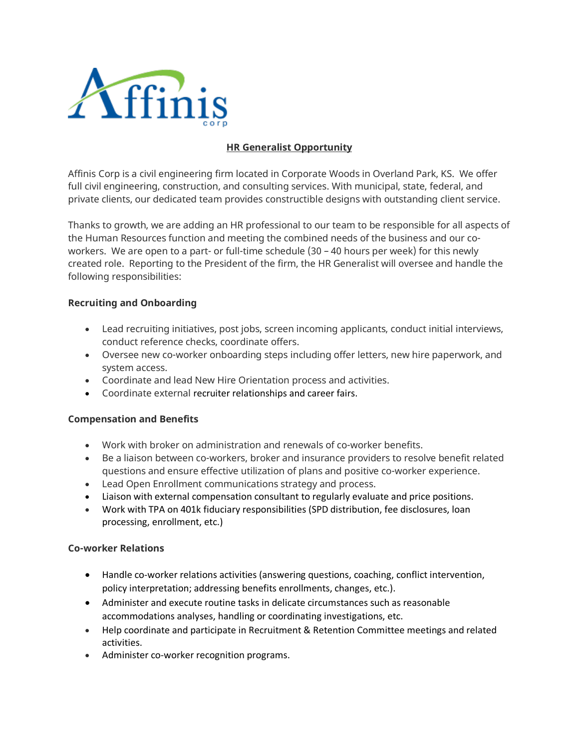Affinis corp

# HR Generalist Opportunity

Affinis Corp is a civil engineering firm located in Corporate Woods in Overland Park, KS. We offer full civil engineering, construction, and consulting services. With municipal, state, federal, and private clients, our dedicated team provides constructible designs with outstanding client service.

Thanks to growth, we are adding an HR professional to our team to be responsible for all aspects of the Human Resources function and meeting the combined needs of the business and our co-workers. We are open to a part- or full-time schedule (30 – 40 hours per week) for this newly created role. Reporting to the President of the firm, the HR Generalist will oversee and handle the following responsibilities:

### Recruiting and Onboarding

- Lead recruiting initiatives, post jobs, screen incoming applicants, conduct initial interviews, conduct reference checks, coordinate offers.
- Oversee new co-worker onboarding steps including offer letters, new hire paperwork, and system access.
- Coordinate and lead New Hire Orientation process and activities.
- Coordinate external recruiter relationships and career fairs.

### Compensation and Benefits

- Work with broker on administration and renewals of co-worker benefits.
- Be a liaison between co-workers, broker and insurance providers to resolve benefit related questions and ensure effective utilization of plans and positive co-worker experience.
- Lead Open Enrollment communications strategy and process.
- Liaison with external compensation consultant to regularly evaluate and price positions.
- Work with TPA on 401k fiduciary responsibilities (SPD distribution, fee disclosures, loan processing, enrollment, etc.)

### Co-worker Relations

- Handle co-worker relations activities (answering questions, coaching, conflict intervention, policy interpretation; addressing benefits enrollments, changes, etc.).
- Administer and execute routine tasks in delicate circumstances such as reasonable accommodations analyses, handling or coordinating investigations, etc.
- Help coordinate and participate in Recruitment & Retention Committee meetings and related activities.
- Administer co-worker recognition programs.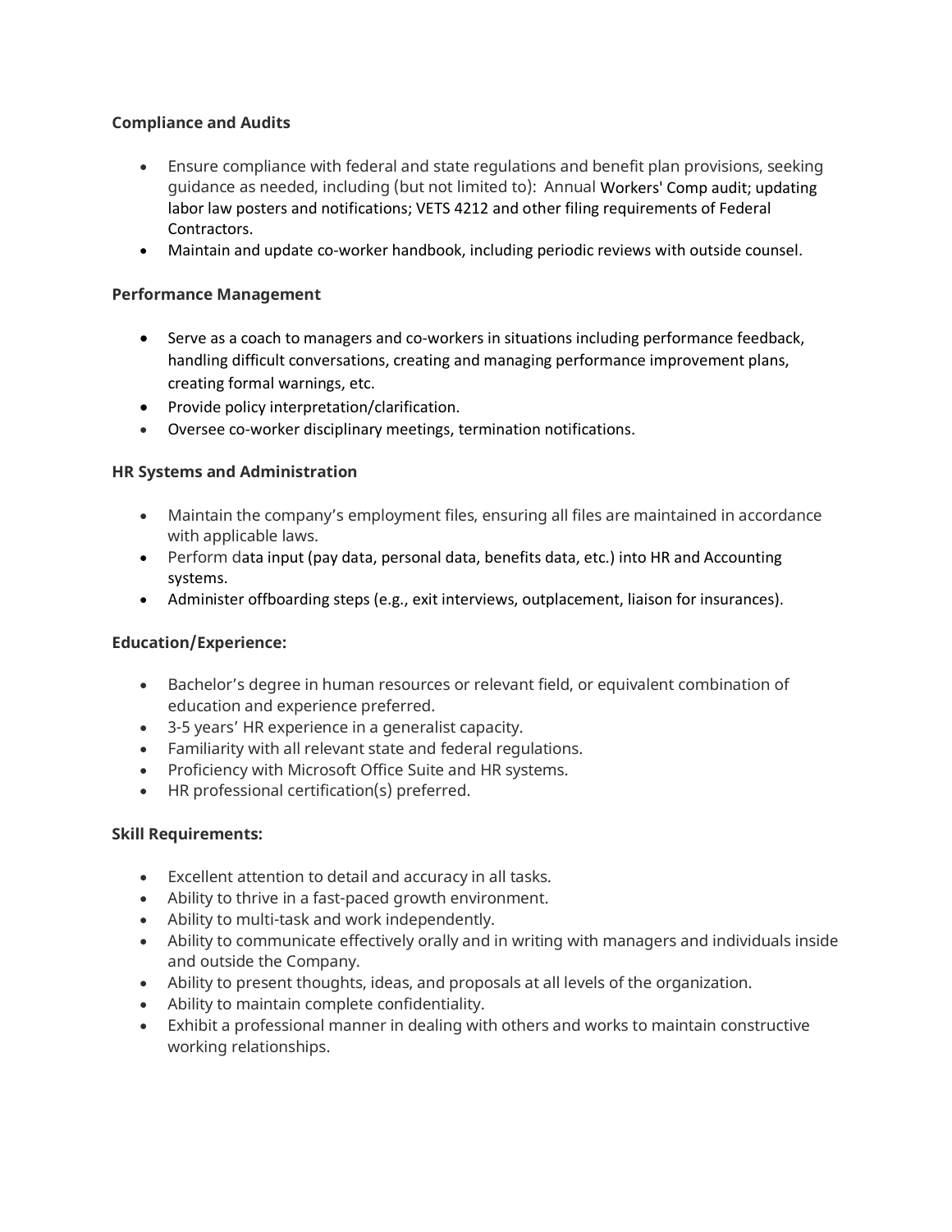**Compliance and Audits**

- Ensure compliance with federal and state regulations and benefit plan provisions, seeking guidance as needed, including (but not limited to): Annual Workers' Comp audit; updating labor law posters and notifications; VETS 4212 and other filing requirements of Federal Contractors.
- Maintain and update co-worker handbook, including periodic reviews with outside counsel.

**Performance Management**

- Serve as a coach to managers and co-workers in situations including performance feedback, handling difficult conversations, creating and managing performance improvement plans, creating formal warnings, etc.
- Provide policy interpretation/clarification.
- Oversee co-worker disciplinary meetings, termination notifications.

**HR Systems and Administration**

- Maintain the company's employment files, ensuring all files are maintained in accordance with applicable laws.
- Perform data input (pay data, personal data, benefits data, etc.) into HR and Accounting systems.
- Administer offboarding steps (e.g., exit interviews, outplacement, liaison for insurances).

**Education/Experience:**

- Bachelor's degree in human resources or relevant field, or equivalent combination of education and experience preferred.
- 3-5 years' HR experience in a generalist capacity.
- Familiarity with all relevant state and federal regulations.
- Proficiency with Microsoft Office Suite and HR systems.
- HR professional certification(s) preferred.

**Skill Requirements:**

- Excellent attention to detail and accuracy in all tasks.
- Ability to thrive in a fast-paced growth environment.
- Ability to multi-task and work independently.
- Ability to communicate effectively orally and in writing with managers and individuals inside and outside the Company.
- Ability to present thoughts, ideas, and proposals at all levels of the organization.
- Ability to maintain complete confidentiality.
- Exhibit a professional manner in dealing with others and works to maintain constructive working relationships.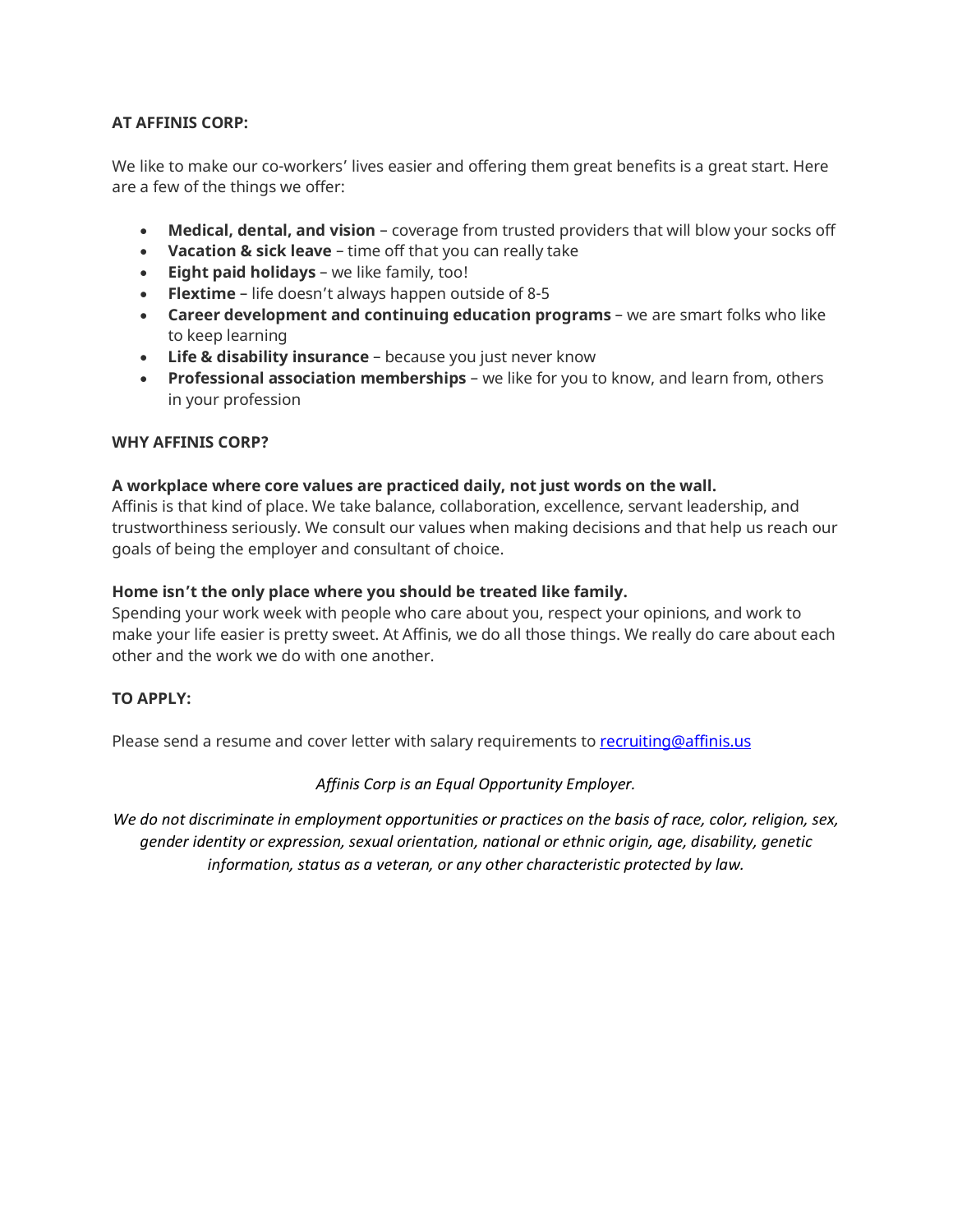**AT AFFINIS CORP:**

We like to make our co-workers' lives easier and offering them great benefits is a great start. Here are a few of the things we offer:

- **Medical, dental, and vision** – coverage from trusted providers that will blow your socks off
- **Vacation & sick leave** – time off that you can really take
- **Eight paid holidays** – we like family, too!
- **Flextime** – life doesn't always happen outside of 8-5
- **Career development and continuing education programs** – we are smart folks who like to keep learning
- **Life & disability insurance** – because you just never know
- **Professional association memberships** – we like for you to know, and learn from, others in your profession

**WHY AFFINIS CORP?**

**A workplace where core values are practiced daily, not just words on the wall.**
Affinis is that kind of place. We take balance, collaboration, excellence, servant leadership, and trustworthiness seriously. We consult our values when making decisions and that help us reach our goals of being the employer and consultant of choice.

**Home isn't the only place where you should be treated like family.**
Spending your work week with people who care about you, respect your opinions, and work to make your life easier is pretty sweet. At Affinis, we do all those things. We really do care about each other and the work we do with one another.

**TO APPLY:**

Please send a resume and cover letter with salary requirements to [recruiting@affinis.us](mailto:recruiting@affinis.us)

*Affinis Corp is an Equal Opportunity Employer.*

*We do not discriminate in employment opportunities or practices on the basis of race, color, religion, sex, gender identity or expression, sexual orientation, national or ethnic origin, age, disability, genetic information, status as a veteran, or any other characteristic protected by law.*